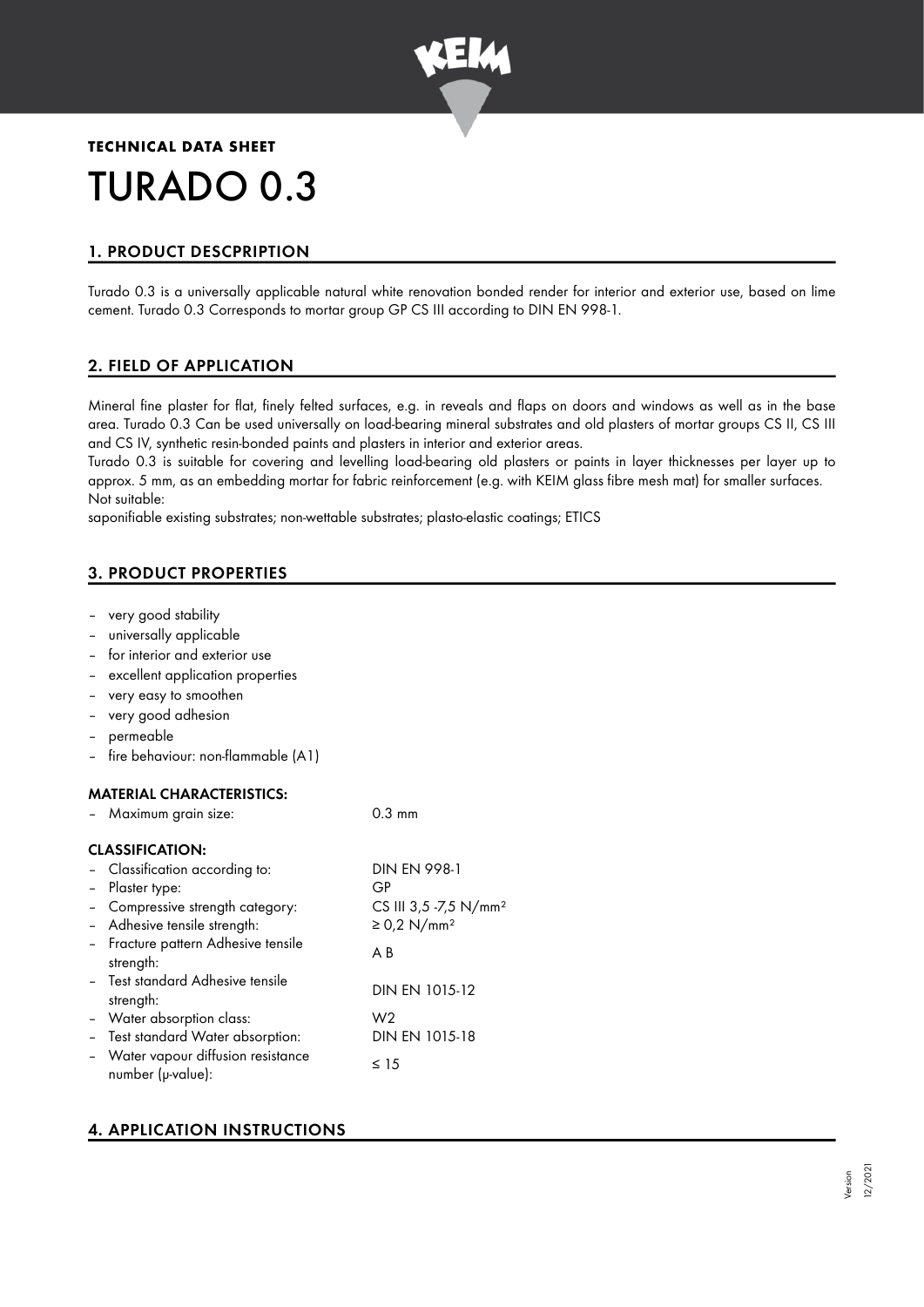**TECHNICAL DATA SHEET**

# TURADO 0.3

## 1. PRODUCT DESCPRIPTION

Turado 0.3 is a universally applicable natural white renovation bonded render for interior and exterior use, based on lime cement. Turado 0.3 Corresponds to mortar group GP CS III according to DIN EN 998-1.

## 2. FIELD OF APPLICATION

Mineral fine plaster for flat, finely felted surfaces, e.g. in reveals and flaps on doors and windows as well as in the base area. Turado 0.3 Can be used universally on load-bearing mineral substrates and old plasters of mortar groups CS II, CS III and CS IV, synthetic resin-bonded paints and plasters in interior and exterior areas.
Turado 0.3 is suitable for covering and levelling load-bearing old plasters or paints in layer thicknesses per layer up to approx. 5 mm, as an embedding mortar for fabric reinforcement (e.g. with KEIM glass fibre mesh mat) for smaller surfaces.
Not suitable:
saponifiable existing substrates; non-wettable substrates; plasto-elastic coatings; ETICS

## 3. PRODUCT PROPERTIES

- very good stability
- universally applicable
- for interior and exterior use
- excellent application properties
- very easy to smoothen
- very good adhesion
- permeable
- fire behaviour: non-flammable (A1)

### MATERIAL CHARACTERISTICS:

| | |
|---|---|
| – Maximum grain size: | 0.3 mm |

### CLASSIFICATION:

| | |
|---|---|
| – Classification according to: | DIN EN 998-1 |
| – Plaster type: | GP |
| – Compressive strength category: | CS III 3,5 -7,5 N/mm² |
| – Adhesive tensile strength: | ≥ 0,2 N/mm² |
| – Fracture pattern Adhesive tensile strength: | A B |
| – Test standard Adhesive tensile strength: | DIN EN 1015-12 |
| – Water absorption class: | W2 |
| – Test standard Water absorption: | DIN EN 1015-18 |
| – Water vapour diffusion resistance number (μ-value): | ≤ 15 |

## 4. APPLICATION INSTRUCTIONS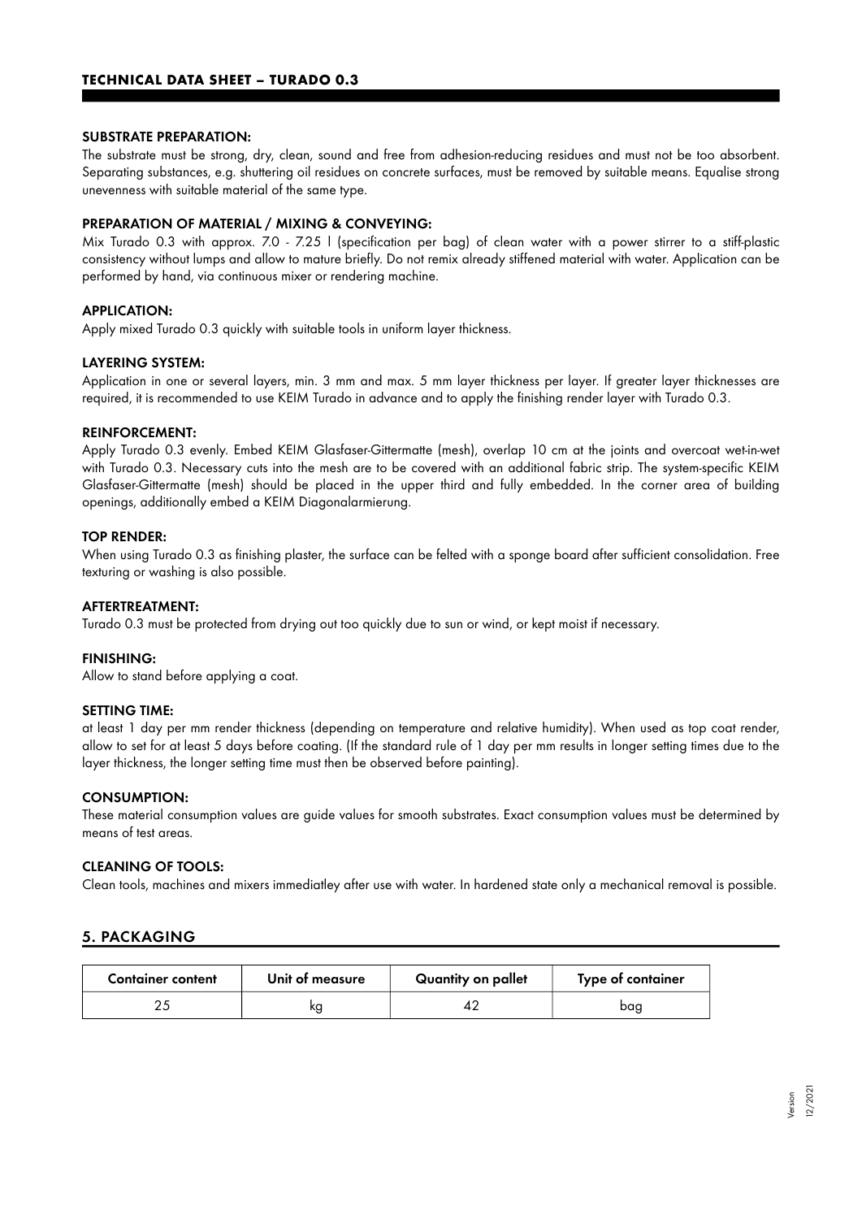### SUBSTRATE PREPARATION:

The substrate must be strong, dry, clean, sound and free from adhesion-reducing residues and must not be too absorbent. Separating substances, e.g. shuttering oil residues on concrete surfaces, must be removed by suitable means. Equalise strong unevenness with suitable material of the same type.

### PREPARATION OF MATERIAL / MIXING & CONVEYING:

Mix Turado 0.3 with approx. 7.0 - 7.25 l (specification per bag) of clean water with a power stirrer to a stiff-plastic consistency without lumps and allow to mature briefly. Do not remix already stiffened material with water. Application can be performed by hand, via continuous mixer or rendering machine.

### APPLICATION:

Apply mixed Turado 0.3 quickly with suitable tools in uniform layer thickness.

### LAYERING SYSTEM:

Application in one or several layers, min. 3 mm and max. 5 mm layer thickness per layer. If greater layer thicknesses are required, it is recommended to use KEIM Turado in advance and to apply the finishing render layer with Turado 0.3.

### REINFORCEMENT:

Apply Turado 0.3 evenly. Embed KEIM Glasfaser-Gittermatte (mesh), overlap 10 cm at the joints and overcoat wet-in-wet with Turado 0.3. Necessary cuts into the mesh are to be covered with an additional fabric strip. The system-specific KEIM Glasfaser-Gittermatte (mesh) should be placed in the upper third and fully embedded. In the corner area of building openings, additionally embed a KEIM Diagonalarmierung.

### TOP RENDER:

When using Turado 0.3 as finishing plaster, the surface can be felted with a sponge board after sufficient consolidation. Free texturing or washing is also possible.

### AFTERTREATMENT:

Turado 0.3 must be protected from drying out too quickly due to sun or wind, or kept moist if necessary.

### FINISHING:

Allow to stand before applying a coat.

### SETTING TIME:

at least 1 day per mm render thickness (depending on temperature and relative humidity). When used as top coat render, allow to set for at least 5 days before coating. (If the standard rule of 1 day per mm results in longer setting times due to the layer thickness, the longer setting time must then be observed before painting).

### CONSUMPTION:

These material consumption values are guide values for smooth substrates. Exact consumption values must be determined by means of test areas.

### CLEANING OF TOOLS:

Clean tools, machines and mixers immediatley after use with water. In hardened state only a mechanical removal is possible.

## 5. PACKAGING

| Container content | Unit of measure | Quantity on pallet | Type of container |
|---|---|---|---|
| 25 | kg | 42 | bag |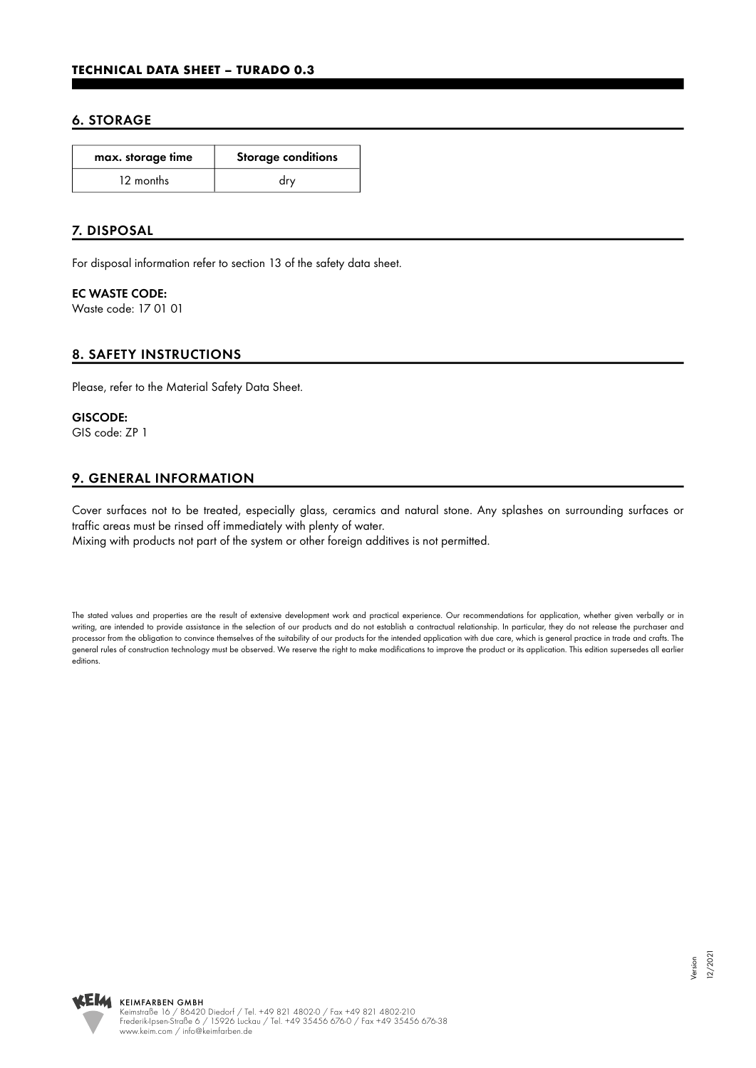## 6. STORAGE

| max. storage time | Storage conditions |
| --- | --- |
| 12 months | dry |

## 7. DISPOSAL

For disposal information refer to section 13 of the safety data sheet.

**EC WASTE CODE:**
Waste code: 17 01 01

## 8. SAFETY INSTRUCTIONS

Please, refer to the Material Safety Data Sheet.

**GISCODE:**
GIS code: ZP 1

## 9. GENERAL INFORMATION

Cover surfaces not to be treated, especially glass, ceramics and natural stone. Any splashes on surrounding surfaces or traffic areas must be rinsed off immediately with plenty of water.
Mixing with products not part of the system or other foreign additives is not permitted.

The stated values and properties are the result of extensive development work and practical experience. Our recommendations for application, whether given verbally or in writing, are intended to provide assistance in the selection of our products and do not establish a contractual relationship. In particular, they do not release the purchaser and processor from the obligation to convince themselves of the suitability of our products for the intended application with due care, which is general practice in trade and crafts. The general rules of construction technology must be observed. We reserve the right to make modifications to improve the product or its application. This edition supersedes all earlier editions.

KEIMFARBEN GMBH
Keimstraße 16 / 86420 Diedorf / Tel. +49 821 4802-0 / Fax +49 821 4802-210
Frederik-Ipsen-Straße 6 / 15926 Luckau / Tel. +49 35456 676-0 / Fax +49 35456 676-38
www.keim.com / info@keimfarben.de

Version 12/2021